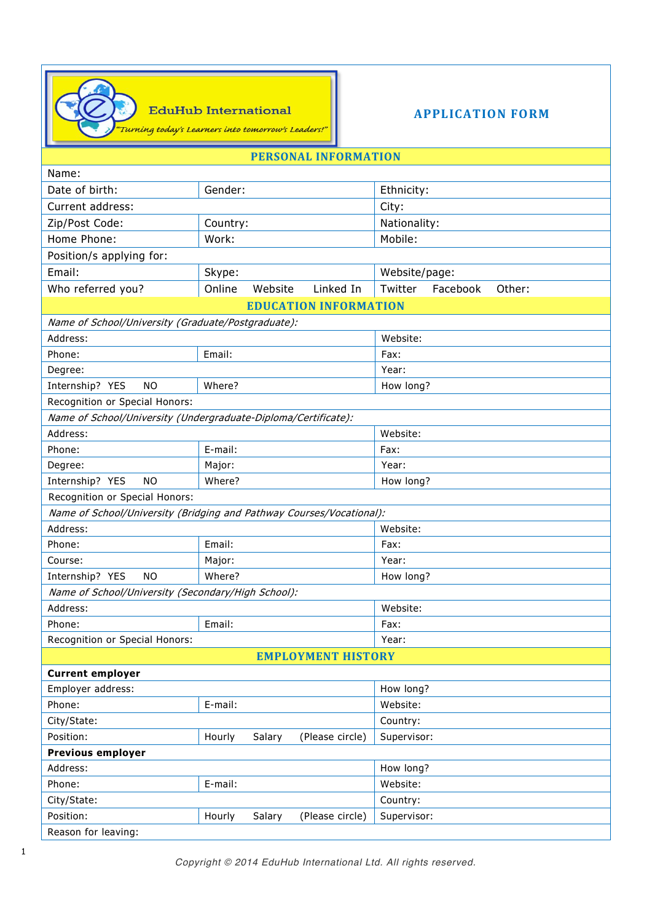EduHub International

*"Turning today's Learners into tomorrow's Leaders!"*

# APPLICATION FORM

| PERSONAL INFORMATION | | |
|---|---|---|
| Name: | | |
| Date of birth: | Gender: | Ethnicity: |
| Current address: | | City: |
| Zip/Post Code: | Country: | Nationality: |
| Home Phone: | Work: | Mobile: |
| Position/s applying for: | | |
| Email: | Skype: | Website/page: |
| Who referred you? | Online Website Linked In | Twitter Facebook Other: |
| **EDUCATION INFORMATION** | | |
| *Name of School/University (Graduate/Postgraduate):* | | |
| Address: | | Website: |
| Phone: | Email: | Fax: |
| Degree: | | Year: |
| Internship? YES NO | Where? | How long? |
| Recognition or Special Honors: | | |
| *Name of School/University (Undergraduate-Diploma/Certificate):* | | |
| Address: | | Website: |
| Phone: | E-mail: | Fax: |
| Degree: | Major: | Year: |
| Internship? YES NO | Where? | How long? |
| Recognition or Special Honors: | | |
| *Name of School/University (Bridging and Pathway Courses/Vocational):* | | |
| Address: | | Website: |
| Phone: | Email: | Fax: |
| Course: | Major: | Year: |
| Internship? YES NO | Where? | How long? |
| *Name of School/University (Secondary/High School):* | | |
| Address: | | Website: |
| Phone: | Email: | Fax: |
| Recognition or Special Honors: | | Year: |
| **EMPLOYMENT HISTORY** | | |
| **Current employer** | | |
| Employer address: | | How long? |
| Phone: | E-mail: | Website: |
| City/State: | | Country: |
| Position: | Hourly Salary (Please circle) | Supervisor: |
| **Previous employer** | | |
| Address: | | How long? |
| Phone: | E-mail: | Website: |
| City/State: | | Country: |
| Position: | Hourly Salary (Please circle) | Supervisor: |
| Reason for leaving: | | |

*Copyright © 2014 EduHub International Ltd. All rights reserved.*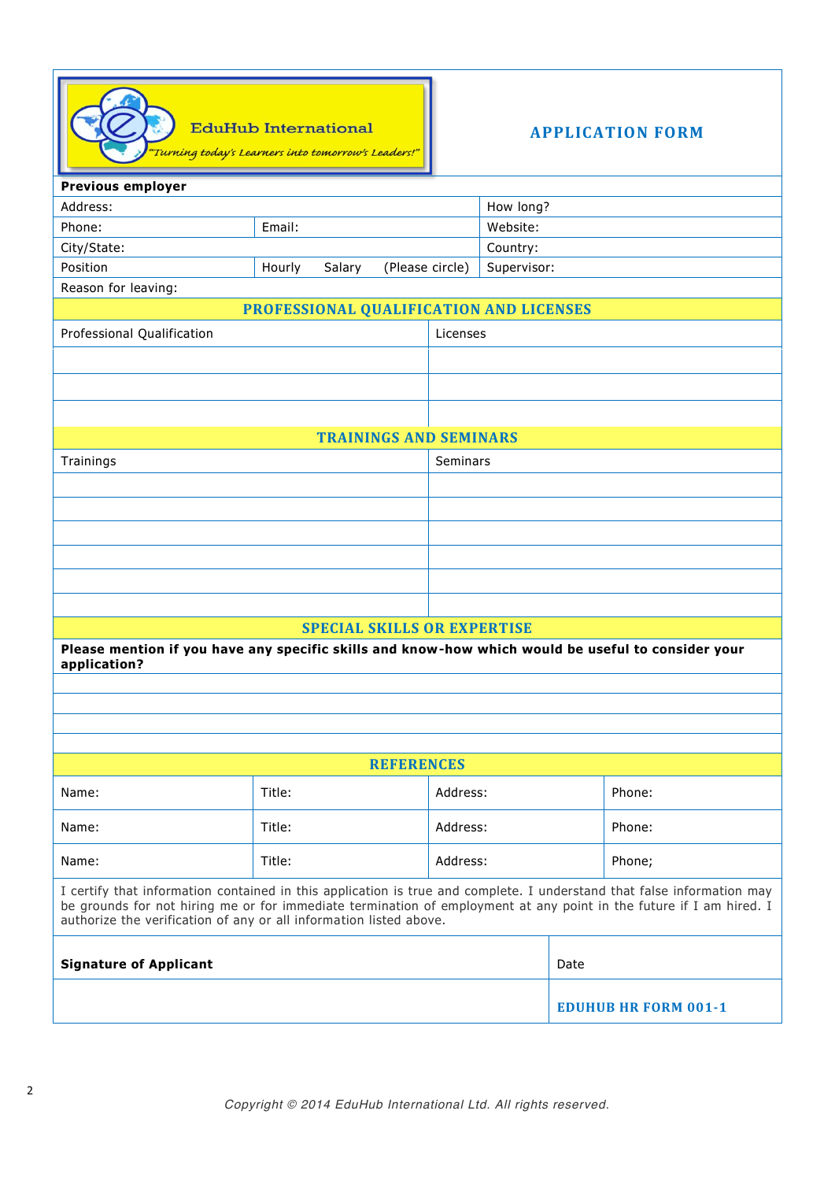EduHub International

*"Turning today's Learners into tomorrow's Leaders!"*

## APPLICATION FORM

| **Previous employer** | | | |
|---|---|---|---|
| Address: | | | How long? |
| Phone: | Email: | | Website: |
| City/State: | | | Country: |
| Position | Hourly Salary (Please circle) | | Supervisor: |
| Reason for leaving: | | | |

## PROFESSIONAL QUALIFICATION AND LICENSES

| Professional Qualification | Licenses |
|---|---|
| | |
| | |
| | |

## TRAININGS AND SEMINARS

| Trainings | Seminars |
|---|---|
| | |
| | |
| | |
| | |
| | |
| | |

## SPECIAL SKILLS OR EXPERTISE

**Please mention if you have any specific skills and know-how which would be useful to consider your application?**

| |
|---|
| |
| |
| |
| |

## REFERENCES

| | | | |
|---|---|---|---|
| Name: | Title: | Address: | Phone: |
| Name: | Title: | Address: | Phone: |
| Name: | Title: | Address: | Phone; |

I certify that information contained in this application is true and complete. I understand that false information may be grounds for not hiring me or for immediate termination of employment at any point in the future if I am hired. I authorize the verification of any or all information listed above.

| | |
|---|---|
| **Signature of Applicant** | Date |
| | **EDUHUB HR FORM 001-1** |

*Copyright © 2014 EduHub International Ltd. All rights reserved.*